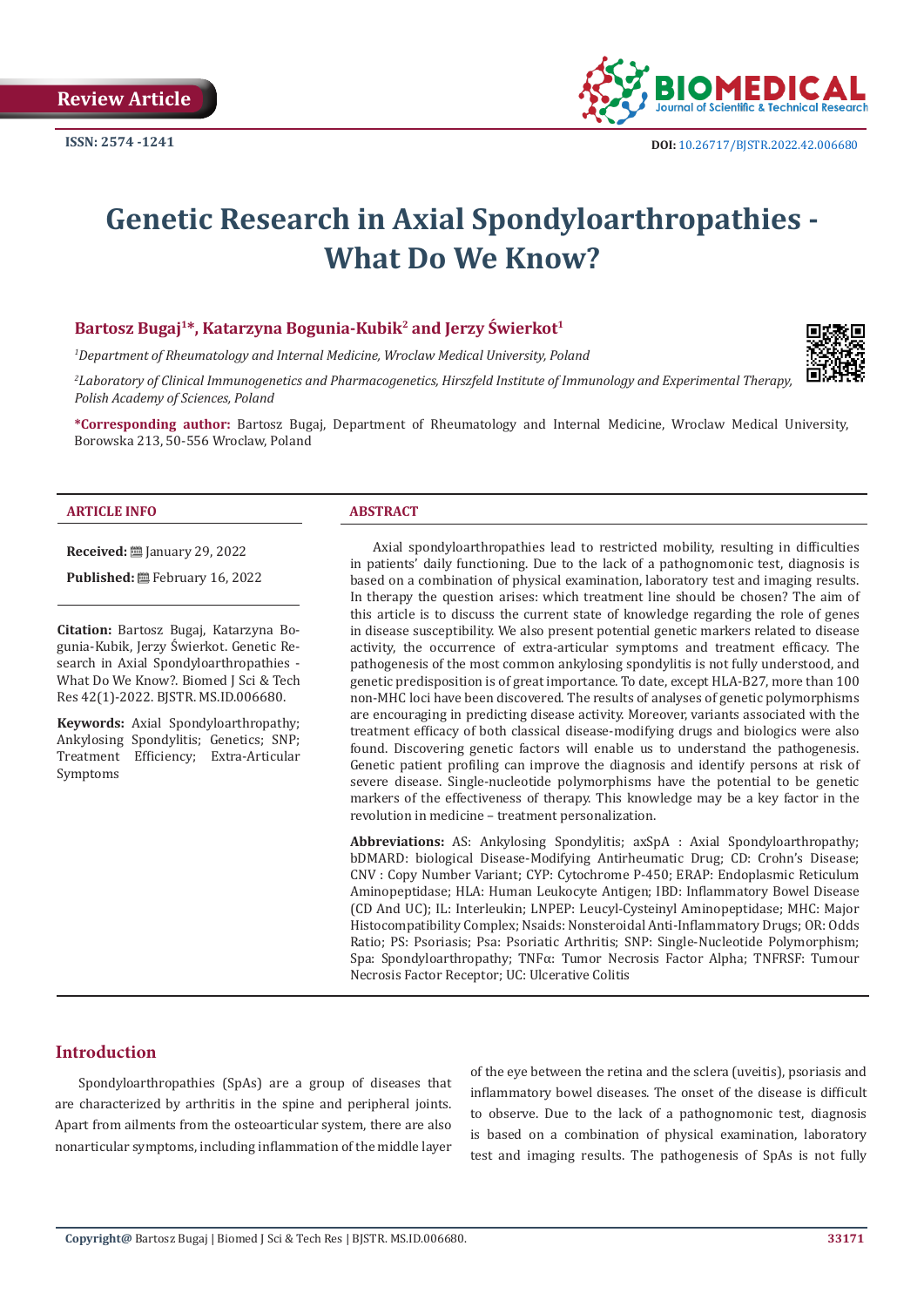Review Article

ISSN: 2574 -1241

DOI: 10.26717/BJSTR.2022.42.006680

# Genetic Research in Axial Spondyloarthropathies - What Do We Know?

**Bartosz Bugaj[1]*, Katarzyna Bogunia-Kubik[2] and Jerzy Świerkot[1]**

*[1]Department of Rheumatology and Internal Medicine, Wroclaw Medical University, Poland*

*[2]Laboratory of Clinical Immunogenetics and Pharmacogenetics, Hirszfeld Institute of Immunology and Experimental Therapy, Polish Academy of Sciences, Poland*

**\*Corresponding author:** Bartosz Bugaj, Department of Rheumatology and Internal Medicine, Wroclaw Medical University, Borowska 213, 50-556 Wroclaw, Poland

## ARTICLE INFO

**Received:** January 29, 2022

**Published:** February 16, 2022

**Citation:** Bartosz Bugaj, Katarzyna Bogunia-Kubik, Jerzy Świerkot. Genetic Research in Axial Spondyloarthropathies - What Do We Know?. Biomed J Sci & Tech Res 42(1)-2022. BJSTR. MS.ID.006680.

**Keywords:** Axial Spondyloarthropathy; Ankylosing Spondylitis; Genetics; SNP; Treatment Efficiency; Extra-Articular Symptoms

## ABSTRACT

Axial spondyloarthropathies lead to restricted mobility, resulting in difficulties in patients' daily functioning. Due to the lack of a pathognomonic test, diagnosis is based on a combination of physical examination, laboratory test and imaging results. In therapy the question arises: which treatment line should be chosen? The aim of this article is to discuss the current state of knowledge regarding the role of genes in disease susceptibility. We also present potential genetic markers related to disease activity, the occurrence of extra-articular symptoms and treatment efficacy. The pathogenesis of the most common ankylosing spondylitis is not fully understood, and genetic predisposition is of great importance. To date, except HLA-B27, more than 100 non-MHC loci have been discovered. The results of analyses of genetic polymorphisms are encouraging in predicting disease activity. Moreover, variants associated with the treatment efficacy of both classical disease-modifying drugs and biologics were also found. Discovering genetic factors will enable us to understand the pathogenesis. Genetic patient profiling can improve the diagnosis and identify persons at risk of severe disease. Single-nucleotide polymorphisms have the potential to be genetic markers of the effectiveness of therapy. This knowledge may be a key factor in the revolution in medicine – treatment personalization.

**Abbreviations:** AS: Ankylosing Spondylitis; axSpA : Axial Spondyloarthropathy; bDMARD: biological Disease-Modifying Antirheumatic Drug; CD: Crohn's Disease; CNV : Copy Number Variant; CYP: Cytochrome P-450; ERAP: Endoplasmic Reticulum Aminopeptidase; HLA: Human Leukocyte Antigen; IBD: Inflammatory Bowel Disease (CD And UC); IL: Interleukin; LNPEP: Leucyl-Cysteinyl Aminopeptidase; MHC: Major Histocompatibility Complex; Nsaids: Nonsteroidal Anti-Inflammatory Drugs; OR: Odds Ratio; PS: Psoriasis; Psa: Psoriatic Arthritis; SNP: Single-Nucleotide Polymorphism; Spa: Spondyloarthropathy; TNFα: Tumor Necrosis Factor Alpha; TNFRSF: Tumour Necrosis Factor Receptor; UC: Ulcerative Colitis

## Introduction

Spondyloarthropathies (SpAs) are a group of diseases that are characterized by arthritis in the spine and peripheral joints. Apart from ailments from the osteoarticular system, there are also nonarticular symptoms, including inflammation of the middle layer of the eye between the retina and the sclera (uveitis), psoriasis and inflammatory bowel diseases. The onset of the disease is difficult to observe. Due to the lack of a pathognomonic test, diagnosis is based on a combination of physical examination, laboratory test and imaging results. The pathogenesis of SpAs is not fully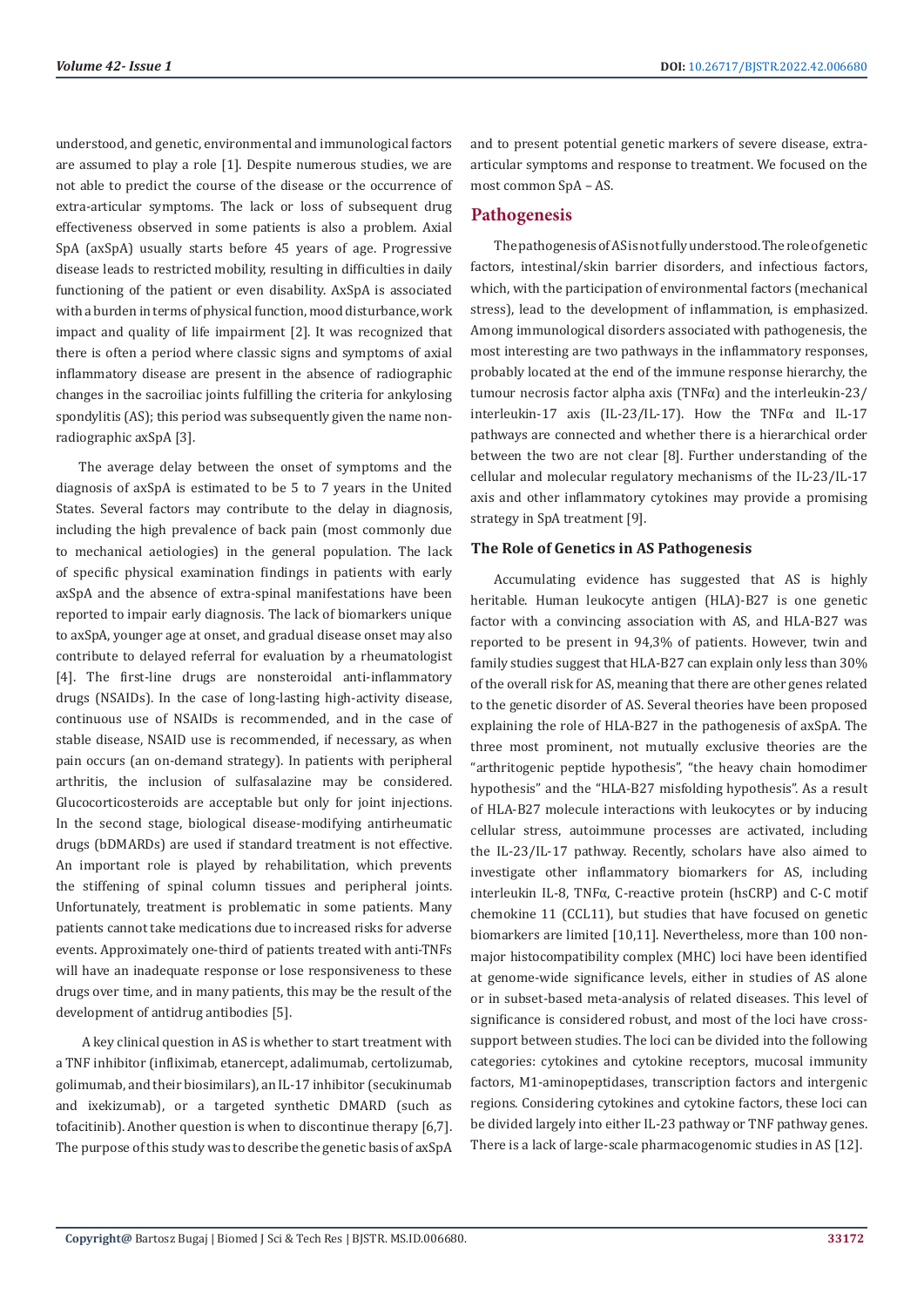understood, and genetic, environmental and immunological factors are assumed to play a role [1]. Despite numerous studies, we are not able to predict the course of the disease or the occurrence of extra-articular symptoms. The lack or loss of subsequent drug effectiveness observed in some patients is also a problem. Axial SpA (axSpA) usually starts before 45 years of age. Progressive disease leads to restricted mobility, resulting in difficulties in daily functioning of the patient or even disability. AxSpA is associated with a burden in terms of physical function, mood disturbance, work impact and quality of life impairment [2]. It was recognized that there is often a period where classic signs and symptoms of axial inflammatory disease are present in the absence of radiographic changes in the sacroiliac joints fulfilling the criteria for ankylosing spondylitis (AS); this period was subsequently given the name non-radiographic axSpA [3].

The average delay between the onset of symptoms and the diagnosis of axSpA is estimated to be 5 to 7 years in the United States. Several factors may contribute to the delay in diagnosis, including the high prevalence of back pain (most commonly due to mechanical aetiologies) in the general population. The lack of specific physical examination findings in patients with early axSpA and the absence of extra-spinal manifestations have been reported to impair early diagnosis. The lack of biomarkers unique to axSpA, younger age at onset, and gradual disease onset may also contribute to delayed referral for evaluation by a rheumatologist [4]. The first-line drugs are nonsteroidal anti-inflammatory drugs (NSAIDs). In the case of long-lasting high-activity disease, continuous use of NSAIDs is recommended, and in the case of stable disease, NSAID use is recommended, if necessary, as when pain occurs (an on-demand strategy). In patients with peripheral arthritis, the inclusion of sulfasalazine may be considered. Glucocorticosteroids are acceptable but only for joint injections. In the second stage, biological disease-modifying antirheumatic drugs (bDMARDs) are used if standard treatment is not effective. An important role is played by rehabilitation, which prevents the stiffening of spinal column tissues and peripheral joints. Unfortunately, treatment is problematic in some patients. Many patients cannot take medications due to increased risks for adverse events. Approximately one-third of patients treated with anti-TNFs will have an inadequate response or lose responsiveness to these drugs over time, and in many patients, this may be the result of the development of antidrug antibodies [5].

A key clinical question in AS is whether to start treatment with a TNF inhibitor (infliximab, etanercept, adalimumab, certolizumab, golimumab, and their biosimilars), an IL-17 inhibitor (secukinumab and ixekizumab), or a targeted synthetic DMARD (such as tofacitinib). Another question is when to discontinue therapy [6,7]. The purpose of this study was to describe the genetic basis of axSpA and to present potential genetic markers of severe disease, extra-articular symptoms and response to treatment. We focused on the most common SpA – AS.

## Pathogenesis

The pathogenesis of AS is not fully understood. The role of genetic factors, intestinal/skin barrier disorders, and infectious factors, which, with the participation of environmental factors (mechanical stress), lead to the development of inflammation, is emphasized. Among immunological disorders associated with pathogenesis, the most interesting are two pathways in the inflammatory responses, probably located at the end of the immune response hierarchy, the tumour necrosis factor alpha axis (TNFα) and the interleukin-23/interleukin-17 axis (IL-23/IL-17). How the TNFα and IL-17 pathways are connected and whether there is a hierarchical order between the two are not clear [8]. Further understanding of the cellular and molecular regulatory mechanisms of the IL-23/IL-17 axis and other inflammatory cytokines may provide a promising strategy in SpA treatment [9].

### The Role of Genetics in AS Pathogenesis

Accumulating evidence has suggested that AS is highly heritable. Human leukocyte antigen (HLA)-B27 is one genetic factor with a convincing association with AS, and HLA-B27 was reported to be present in 94,3% of patients. However, twin and family studies suggest that HLA-B27 can explain only less than 30% of the overall risk for AS, meaning that there are other genes related to the genetic disorder of AS. Several theories have been proposed explaining the role of HLA-B27 in the pathogenesis of axSpA. The three most prominent, not mutually exclusive theories are the "arthritogenic peptide hypothesis", "the heavy chain homodimer hypothesis" and the "HLA-B27 misfolding hypothesis". As a result of HLA-B27 molecule interactions with leukocytes or by inducing cellular stress, autoimmune processes are activated, including the IL-23/IL-17 pathway. Recently, scholars have also aimed to investigate other inflammatory biomarkers for AS, including interleukin IL-8, TNFα, C-reactive protein (hsCRP) and C-C motif chemokine 11 (CCL11), but studies that have focused on genetic biomarkers are limited [10,11]. Nevertheless, more than 100 non-major histocompatibility complex (MHC) loci have been identified at genome-wide significance levels, either in studies of AS alone or in subset-based meta-analysis of related diseases. This level of significance is considered robust, and most of the loci have cross-support between studies. The loci can be divided into the following categories: cytokines and cytokine receptors, mucosal immunity factors, M1-aminopeptidases, transcription factors and intergenic regions. Considering cytokines and cytokine factors, these loci can be divided largely into either IL-23 pathway or TNF pathway genes. There is a lack of large-scale pharmacogenomic studies in AS [12].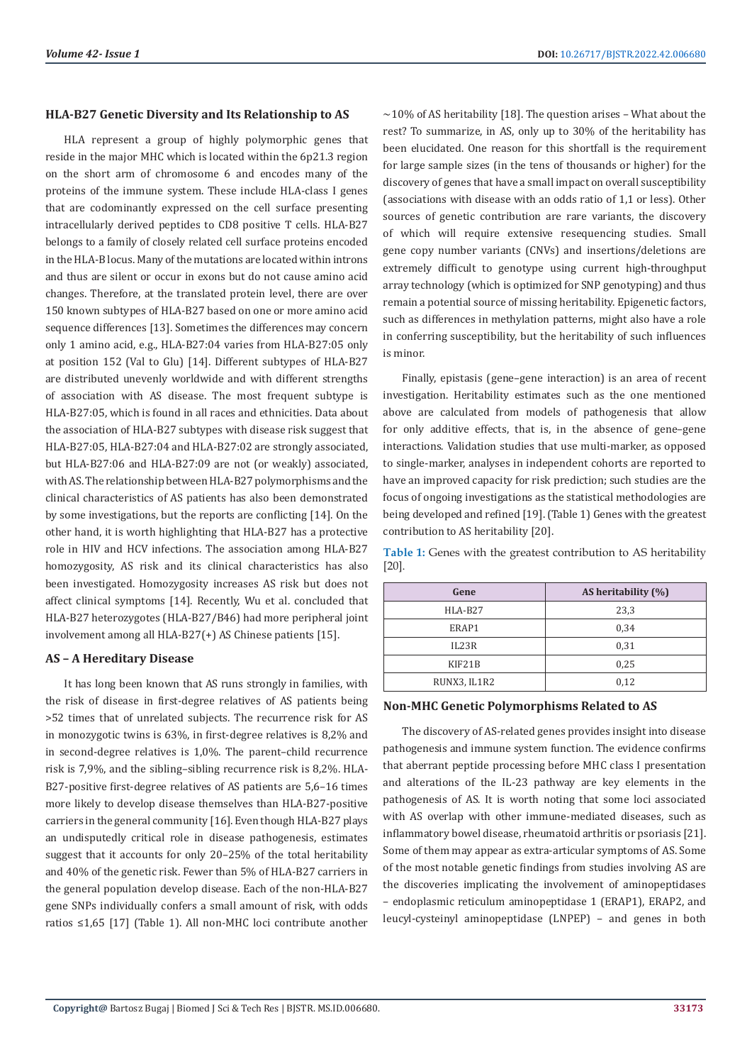### HLA-B27 Genetic Diversity and Its Relationship to AS

HLA represent a group of highly polymorphic genes that reside in the major MHC which is located within the 6p21.3 region on the short arm of chromosome 6 and encodes many of the proteins of the immune system. These include HLA-class I genes that are codominantly expressed on the cell surface presenting intracellularly derived peptides to CD8 positive T cells. HLA-B27 belongs to a family of closely related cell surface proteins encoded in the HLA-B locus. Many of the mutations are located within introns and thus are silent or occur in exons but do not cause amino acid changes. Therefore, at the translated protein level, there are over 150 known subtypes of HLA-B27 based on one or more amino acid sequence differences [13]. Sometimes the differences may concern only 1 amino acid, e.g., HLA-B27:04 varies from HLA-B27:05 only at position 152 (Val to Glu) [14]. Different subtypes of HLA-B27 are distributed unevenly worldwide and with different strengths of association with AS disease. The most frequent subtype is HLA-B27:05, which is found in all races and ethnicities. Data about the association of HLA-B27 subtypes with disease risk suggest that HLA-B27:05, HLA-B27:04 and HLA-B27:02 are strongly associated, but HLA-B27:06 and HLA-B27:09 are not (or weakly) associated, with AS. The relationship between HLA-B27 polymorphisms and the clinical characteristics of AS patients has also been demonstrated by some investigations, but the reports are conflicting [14]. On the other hand, it is worth highlighting that HLA-B27 has a protective role in HIV and HCV infections. The association among HLA-B27 homozygosity, AS risk and its clinical characteristics has also been investigated. Homozygosity increases AS risk but does not affect clinical symptoms [14]. Recently, Wu et al. concluded that HLA-B27 heterozygotes (HLA-B27/B46) had more peripheral joint involvement among all HLA-B27(+) AS Chinese patients [15].

### AS – A Hereditary Disease

It has long been known that AS runs strongly in families, with the risk of disease in first-degree relatives of AS patients being >52 times that of unrelated subjects. The recurrence risk for AS in monozygotic twins is 63%, in first-degree relatives is 8,2% and in second-degree relatives is 1,0%. The parent–child recurrence risk is 7,9%, and the sibling–sibling recurrence risk is 8,2%. HLA-B27-positive first-degree relatives of AS patients are 5,6–16 times more likely to develop disease themselves than HLA-B27-positive carriers in the general community [16]. Even though HLA-B27 plays an undisputedly critical role in disease pathogenesis, estimates suggest that it accounts for only 20–25% of the total heritability and 40% of the genetic risk. Fewer than 5% of HLA-B27 carriers in the general population develop disease. Each of the non-HLA-B27 gene SNPs individually confers a small amount of risk, with odds ratios ≤1,65 [17] (Table 1). All non-MHC loci contribute another ~10% of AS heritability [18]. The question arises – What about the rest? To summarize, in AS, only up to 30% of the heritability has been elucidated. One reason for this shortfall is the requirement for large sample sizes (in the tens of thousands or higher) for the discovery of genes that have a small impact on overall susceptibility (associations with disease with an odds ratio of 1,1 or less). Other sources of genetic contribution are rare variants, the discovery of which will require extensive resequencing studies. Small gene copy number variants (CNVs) and insertions/deletions are extremely difficult to genotype using current high-throughput array technology (which is optimized for SNP genotyping) and thus remain a potential source of missing heritability. Epigenetic factors, such as differences in methylation patterns, might also have a role in conferring susceptibility, but the heritability of such influences is minor.

Finally, epistasis (gene–gene interaction) is an area of recent investigation. Heritability estimates such as the one mentioned above are calculated from models of pathogenesis that allow for only additive effects, that is, in the absence of gene–gene interactions. Validation studies that use multi-marker, as opposed to single-marker, analyses in independent cohorts are reported to have an improved capacity for risk prediction; such studies are the focus of ongoing investigations as the statistical methodologies are being developed and refined [19]. (Table 1) Genes with the greatest contribution to AS heritability [20].

**Table 1:** Genes with the greatest contribution to AS heritability [20].

| Gene | AS heritability (%) |
|---|---|
| HLA-B27 | 23,3 |
| ERAP1 | 0,34 |
| IL23R | 0,31 |
| KIF21B | 0,25 |
| RUNX3, IL1R2 | 0,12 |

### Non-MHC Genetic Polymorphisms Related to AS

The discovery of AS-related genes provides insight into disease pathogenesis and immune system function. The evidence confirms that aberrant peptide processing before MHC class I presentation and alterations of the IL-23 pathway are key elements in the pathogenesis of AS. It is worth noting that some loci associated with AS overlap with other immune-mediated diseases, such as inflammatory bowel disease, rheumatoid arthritis or psoriasis [21]. Some of them may appear as extra-articular symptoms of AS. Some of the most notable genetic findings from studies involving AS are the discoveries implicating the involvement of aminopeptidases – endoplasmic reticulum aminopeptidase 1 (ERAP1), ERAP2, and leucyl-cysteinyl aminopeptidase (LNPEP) – and genes in both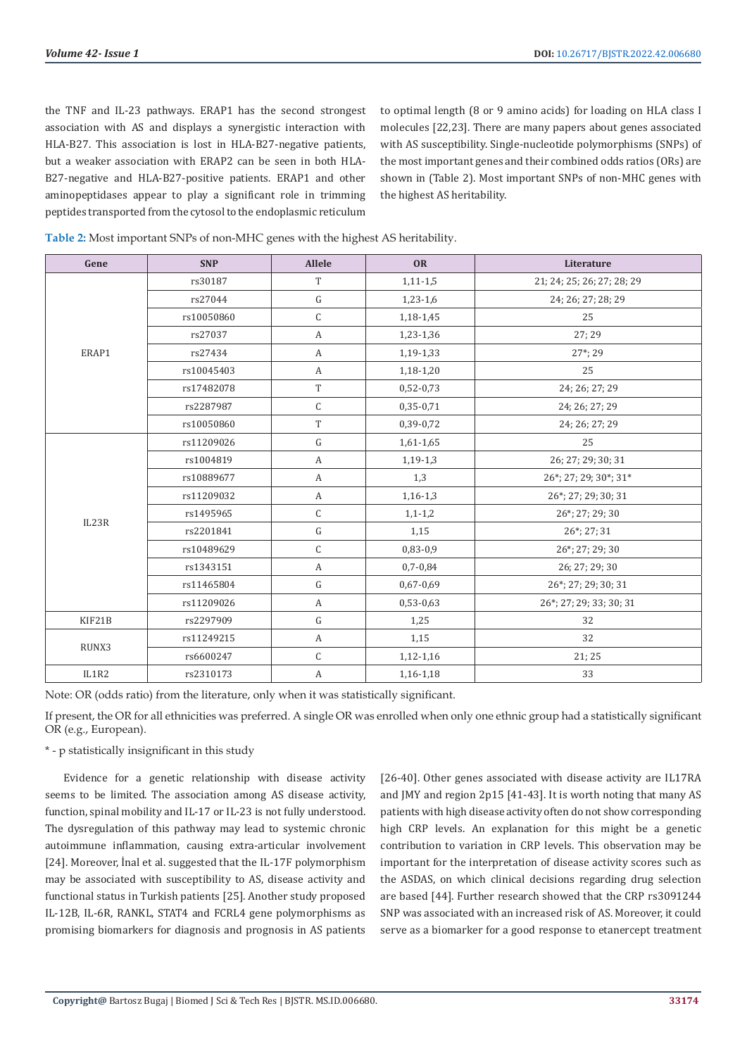the TNF and IL-23 pathways. ERAP1 has the second strongest association with AS and displays a synergistic interaction with HLA-B27. This association is lost in HLA-B27-negative patients, but a weaker association with ERAP2 can be seen in both HLA-B27-negative and HLA-B27-positive patients. ERAP1 and other aminopeptidases appear to play a significant role in trimming peptides transported from the cytosol to the endoplasmic reticulum to optimal length (8 or 9 amino acids) for loading on HLA class I molecules [22,23]. There are many papers about genes associated with AS susceptibility. Single-nucleotide polymorphisms (SNPs) of the most important genes and their combined odds ratios (ORs) are shown in (Table 2). Most important SNPs of non-MHC genes with the highest AS heritability.

**Table 2:** Most important SNPs of non-MHC genes with the highest AS heritability.

| Gene | SNP | Allele | OR | Literature |
|---|---|---|---|---|
| ERAP1 | rs30187 | T | 1,11-1,5 | 21; 24; 25; 26; 27; 28; 29 |
| | rs27044 | G | 1,23-1,6 | 24; 26; 27; 28; 29 |
| | rs10050860 | C | 1,18-1,45 | 25 |
| | rs27037 | A | 1,23-1,36 | 27; 29 |
| | rs27434 | A | 1,19-1,33 | 27*; 29 |
| | rs10045403 | A | 1,18-1,20 | 25 |
| | rs17482078 | T | 0,52-0,73 | 24; 26; 27; 29 |
| | rs2287987 | C | 0,35-0,71 | 24; 26; 27; 29 |
| | rs10050860 | T | 0,39-0,72 | 24; 26; 27; 29 |
| IL23R | rs11209026 | G | 1,61-1,65 | 25 |
| | rs1004819 | A | 1,19-1,3 | 26; 27; 29; 30; 31 |
| | rs10889677 | A | 1,3 | 26*; 27; 29; 30*; 31* |
| | rs11209032 | A | 1,16-1,3 | 26*; 27; 29; 30; 31 |
| | rs1495965 | C | 1,1-1,2 | 26*; 27; 29; 30 |
| | rs2201841 | G | 1,15 | 26*; 27; 31 |
| | rs10489629 | C | 0,83-0,9 | 26*; 27; 29; 30 |
| | rs1343151 | A | 0,7-0,84 | 26; 27; 29; 30 |
| | rs11465804 | G | 0,67-0,69 | 26*; 27; 29; 30; 31 |
| | rs11209026 | A | 0,53-0,63 | 26*; 27; 29; 33; 30; 31 |
| KIF21B | rs2297909 | G | 1,25 | 32 |
| RUNX3 | rs11249215 | A | 1,15 | 32 |
| | rs6600247 | C | 1,12-1,16 | 21; 25 |
| IL1R2 | rs2310173 | A | 1,16-1,18 | 33 |

Note: OR (odds ratio) from the literature, only when it was statistically significant.

If present, the OR for all ethnicities was preferred. A single OR was enrolled when only one ethnic group had a statistically significant OR (e.g., European).

* - p statistically insignificant in this study

Evidence for a genetic relationship with disease activity seems to be limited. The association among AS disease activity, function, spinal mobility and IL-17 or IL-23 is not fully understood. The dysregulation of this pathway may lead to systemic chronic autoimmune inflammation, causing extra-articular involvement [24]. Moreover, İnal et al. suggested that the IL-17F polymorphism may be associated with susceptibility to AS, disease activity and functional status in Turkish patients [25]. Another study proposed IL-12B, IL-6R, RANKL, STAT4 and FCRL4 gene polymorphisms as promising biomarkers for diagnosis and prognosis in AS patients [26-40]. Other genes associated with disease activity are IL17RA and JMY and region 2p15 [41-43]. It is worth noting that many AS patients with high disease activity often do not show corresponding high CRP levels. An explanation for this might be a genetic contribution to variation in CRP levels. This observation may be important for the interpretation of disease activity scores such as the ASDAS, on which clinical decisions regarding drug selection are based [44]. Further research showed that the CRP rs3091244 SNP was associated with an increased risk of AS. Moreover, it could serve as a biomarker for a good response to etanercept treatment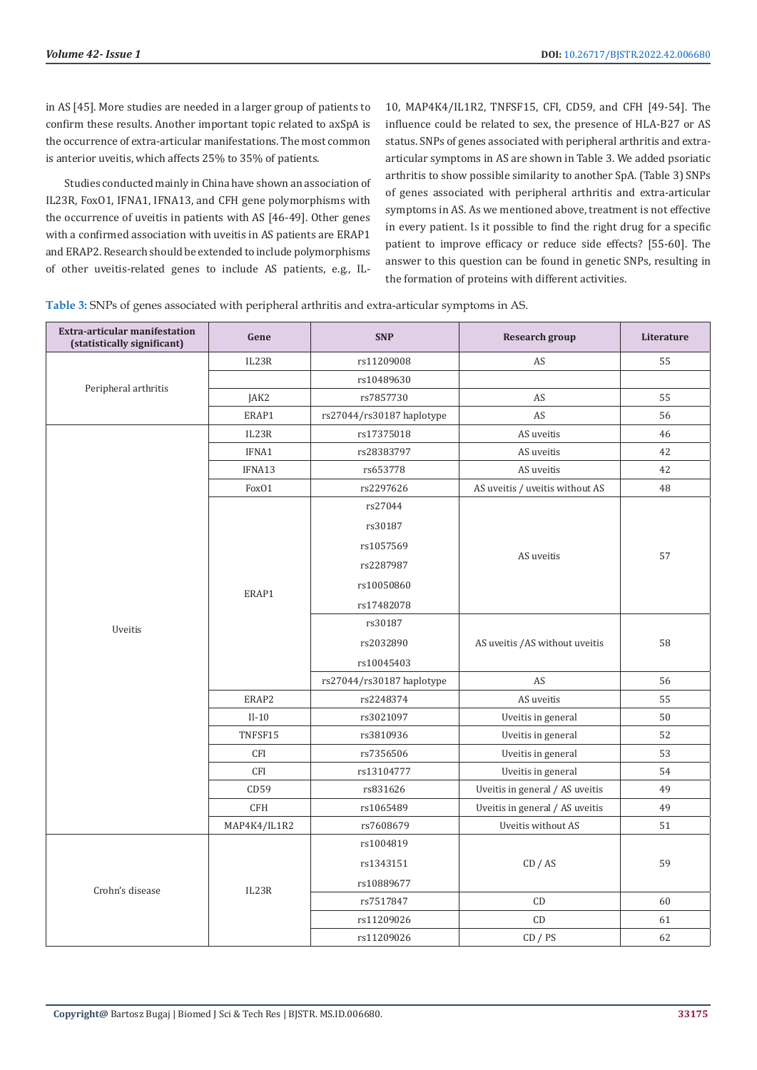in AS [45]. More studies are needed in a larger group of patients to confirm these results. Another important topic related to axSpA is the occurrence of extra-articular manifestations. The most common is anterior uveitis, which affects 25% to 35% of patients.

Studies conducted mainly in China have shown an association of IL23R, FoxO1, IFNA1, IFNA13, and CFH gene polymorphisms with the occurrence of uveitis in patients with AS [46-49]. Other genes with a confirmed association with uveitis in AS patients are ERAP1 and ERAP2. Research should be extended to include polymorphisms of other uveitis-related genes to include AS patients, e.g., IL-10, MAP4K4/IL1R2, TNFSF15, CFI, CD59, and CFH [49-54]. The influence could be related to sex, the presence of HLA-B27 or AS status. SNPs of genes associated with peripheral arthritis and extra-articular symptoms in AS are shown in Table 3. We added psoriatic arthritis to show possible similarity to another SpA. (Table 3) SNPs of genes associated with peripheral arthritis and extra-articular symptoms in AS. As we mentioned above, treatment is not effective in every patient. Is it possible to find the right drug for a specific patient to improve efficacy or reduce side effects? [55-60]. The answer to this question can be found in genetic SNPs, resulting in the formation of proteins with different activities.

**Table 3:** SNPs of genes associated with peripheral arthritis and extra-articular symptoms in AS.

| Extra-articular manifestation (statistically significant) | Gene | SNP | Research group | Literature |
|---|---|---|---|---|
| Peripheral arthritis | IL23R | rs11209008 | AS | 55 |
| | | rs10489630 | | |
| | JAK2 | rs7857730 | AS | 55 |
| | ERAP1 | rs27044/rs30187 haplotype | AS | 56 |
| Uveitis | IL23R | rs17375018 | AS uveitis | 46 |
| | IFNA1 | rs28383797 | AS uveitis | 42 |
| | IFNA13 | rs653778 | AS uveitis | 42 |
| | FoxO1 | rs2297626 | AS uveitis / uveitis without AS | 48 |
| | ERAP1 | rs27044<br>rs30187<br>rs1057569<br>rs2287987<br>rs10050860<br>rs17482078 | AS uveitis | 57 |
| | | rs30187<br>rs2032890<br>rs10045403 | AS uveitis /AS without uveitis | 58 |
| | | rs27044/rs30187 haplotype | AS | 56 |
| | ERAP2 | rs2248374 | AS uveitis | 55 |
| | Il-10 | rs3021097 | Uveitis in general | 50 |
| | TNFSF15 | rs3810936 | Uveitis in general | 52 |
| | CFI | rs7356506 | Uveitis in general | 53 |
| | CFI | rs13104777 | Uveitis in general | 54 |
| | CD59 | rs831626 | Uveitis in general / AS uveitis | 49 |
| | CFH | rs1065489 | Uveitis in general / AS uveitis | 49 |
| | MAP4K4/IL1R2 | rs7608679 | Uveitis without AS | 51 |
| Crohn's disease | IL23R | rs1004819<br>rs1343151<br>rs10889677 | CD / AS | 59 |
| | | rs7517847 | CD | 60 |
| | | rs11209026 | CD | 61 |
| | | rs11209026 | CD / PS | 62 |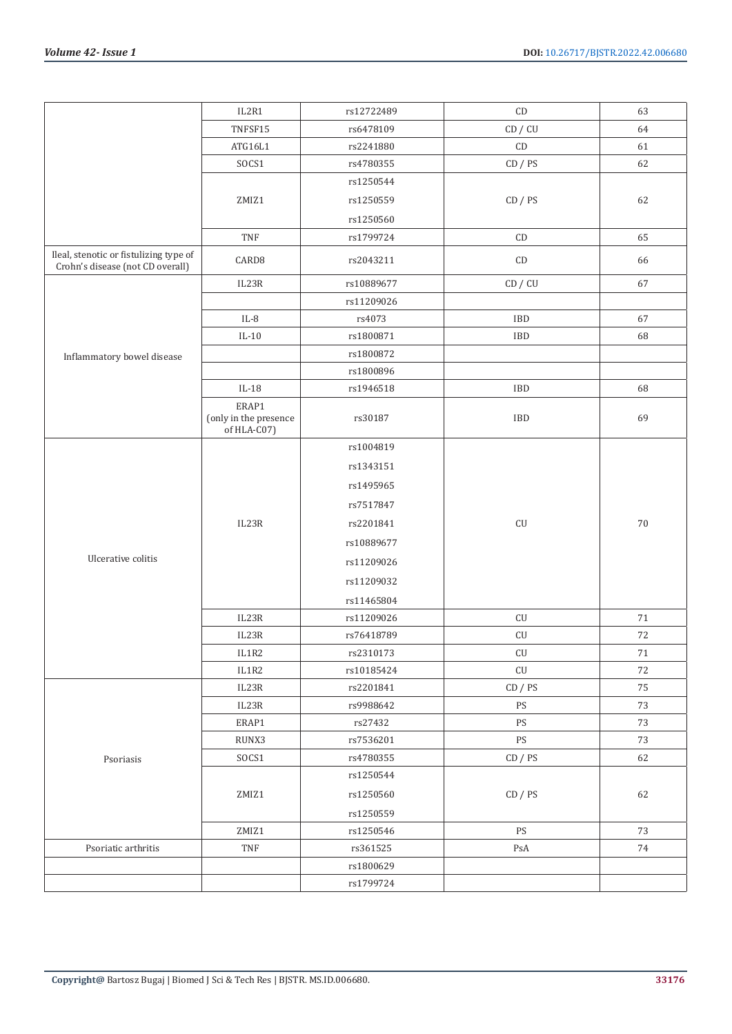| | | | | |
|---|---|---|---|---|
| | IL2R1 | rs12722489 | CD | 63 |
| | TNFSF15 | rs6478109 | CD / CU | 64 |
| | ATG16L1 | rs2241880 | CD | 61 |
| | SOCS1 | rs4780355 | CD / PS | 62 |
| | ZMIZ1 | rs1250544<br>rs1250559<br>rs1250560 | CD / PS | 62 |
| | TNF | rs1799724 | CD | 65 |
| Ileal, stenotic or fistulizing type of Crohn's disease (not CD overall) | CARD8 | rs2043211 | CD | 66 |
| Inflammatory bowel disease | IL23R | rs10889677 | CD / CU | 67 |
| | | rs11209026 | | |
| | IL-8 | rs4073 | IBD | 67 |
| | IL-10 | rs1800871 | IBD | 68 |
| | | rs1800872 | | |
| | | rs1800896 | | |
| | IL-18 | rs1946518 | IBD | 68 |
| | ERAP1 (only in the presence of HLA-C07) | rs30187 | IBD | 69 |
| Ulcerative colitis | IL23R | rs1004819<br>rs1343151<br>rs1495965<br>rs7517847<br>rs2201841<br>rs10889677<br>rs11209026<br>rs11209032<br>rs11465804 | CU | 70 |
| | IL23R | rs11209026 | CU | 71 |
| | IL23R | rs76418789 | CU | 72 |
| | IL1R2 | rs2310173 | CU | 71 |
| | IL1R2 | rs10185424 | CU | 72 |
| Psoriasis | IL23R | rs2201841 | CD / PS | 75 |
| | IL23R | rs9988642 | PS | 73 |
| | ERAP1 | rs27432 | PS | 73 |
| | RUNX3 | rs7536201 | PS | 73 |
| | SOCS1 | rs4780355 | CD / PS | 62 |
| | ZMIZ1 | rs1250544<br>rs1250560<br>rs1250559 | CD / PS | 62 |
| | ZMIZ1 | rs1250546 | PS | 73 |
| Psoriatic arthritis | TNF | rs361525 | PsA | 74 |
| | | rs1800629 | | |
| | | rs1799724 | | |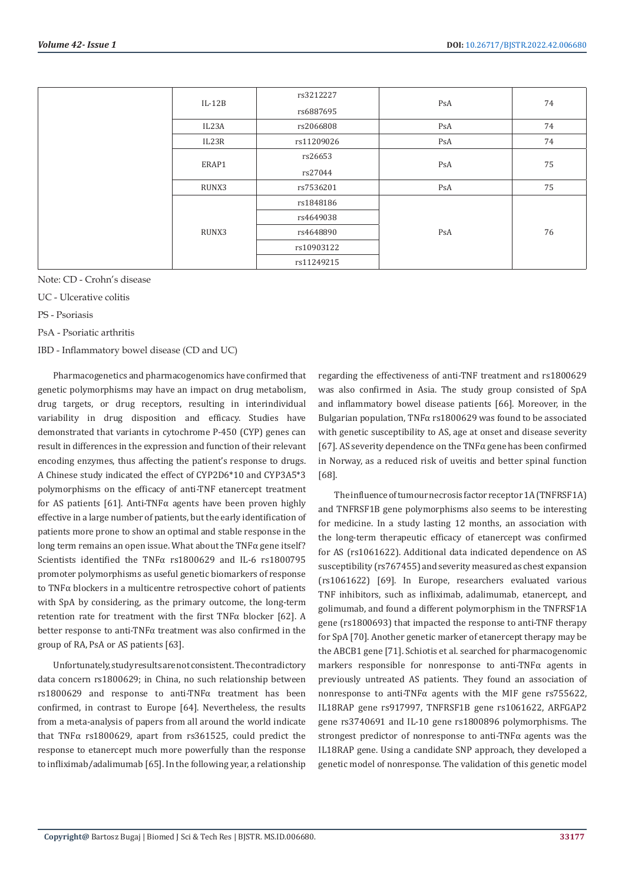| | | | | |
|---|---|---|---|---|
| | IL-12B | rs3212227<br>rs6887695 | PsA | 74 |
| | IL23A | rs2066808 | PsA | 74 |
| | IL23R | rs11209026 | PsA | 74 |
| | ERAP1 | rs26653<br>rs27044 | PsA | 75 |
| | RUNX3 | rs7536201 | PsA | 75 |
| | RUNX3 | rs1848186<br>rs4649038<br>rs4648890<br>rs10903122<br>rs11249215 | PsA | 76 |

Note: CD - Crohn's disease

UC - Ulcerative colitis

PS - Psoriasis

PsA - Psoriatic arthritis

IBD - Inflammatory bowel disease (CD and UC)

Pharmacogenetics and pharmacogenomics have confirmed that genetic polymorphisms may have an impact on drug metabolism, drug targets, or drug receptors, resulting in interindividual variability in drug disposition and efficacy. Studies have demonstrated that variants in cytochrome P-450 (CYP) genes can result in differences in the expression and function of their relevant encoding enzymes, thus affecting the patient's response to drugs. A Chinese study indicated the effect of CYP2D6*10 and CYP3A5*3 polymorphisms on the efficacy of anti-TNF etanercept treatment for AS patients [61]. Anti-TNFα agents have been proven highly effective in a large number of patients, but the early identification of patients more prone to show an optimal and stable response in the long term remains an open issue. What about the TNFα gene itself? Scientists identified the TNFα rs1800629 and IL-6 rs1800795 promoter polymorphisms as useful genetic biomarkers of response to TNFα blockers in a multicentre retrospective cohort of patients with SpA by considering, as the primary outcome, the long-term retention rate for treatment with the first TNFα blocker [62]. A better response to anti-TNFα treatment was also confirmed in the group of RA, PsA or AS patients [63].

Unfortunately, study results are not consistent. The contradictory data concern rs1800629; in China, no such relationship between rs1800629 and response to anti-TNFα treatment has been confirmed, in contrast to Europe [64]. Nevertheless, the results from a meta-analysis of papers from all around the world indicate that TNFα rs1800629, apart from rs361525, could predict the response to etanercept much more powerfully than the response to infliximab/adalimumab [65]. In the following year, a relationship regarding the effectiveness of anti-TNF treatment and rs1800629 was also confirmed in Asia. The study group consisted of SpA and inflammatory bowel disease patients [66]. Moreover, in the Bulgarian population, TNFα rs1800629 was found to be associated with genetic susceptibility to AS, age at onset and disease severity [67]. AS severity dependence on the TNFα gene has been confirmed in Norway, as a reduced risk of uveitis and better spinal function [68].

The influence of tumour necrosis factor receptor 1A (TNFRSF1A) and TNFRSF1B gene polymorphisms also seems to be interesting for medicine. In a study lasting 12 months, an association with the long-term therapeutic efficacy of etanercept was confirmed for AS (rs1061622). Additional data indicated dependence on AS susceptibility (rs767455) and severity measured as chest expansion (rs1061622) [69]. In Europe, researchers evaluated various TNF inhibitors, such as infliximab, adalimumab, etanercept, and golimumab, and found a different polymorphism in the TNFRSF1A gene (rs1800693) that impacted the response to anti-TNF therapy for SpA [70]. Another genetic marker of etanercept therapy may be the ABCB1 gene [71]. Schiotis et al. searched for pharmacogenomic markers responsible for nonresponse to anti-TNFα agents in previously untreated AS patients. They found an association of nonresponse to anti-TNFα agents with the MIF gene rs755622, IL18RAP gene rs917997, TNFRSF1B gene rs1061622, ARFGAP2 gene rs3740691 and IL-10 gene rs1800896 polymorphisms. The strongest predictor of nonresponse to anti-TNFα agents was the IL18RAP gene. Using a candidate SNP approach, they developed a genetic model of nonresponse. The validation of this genetic model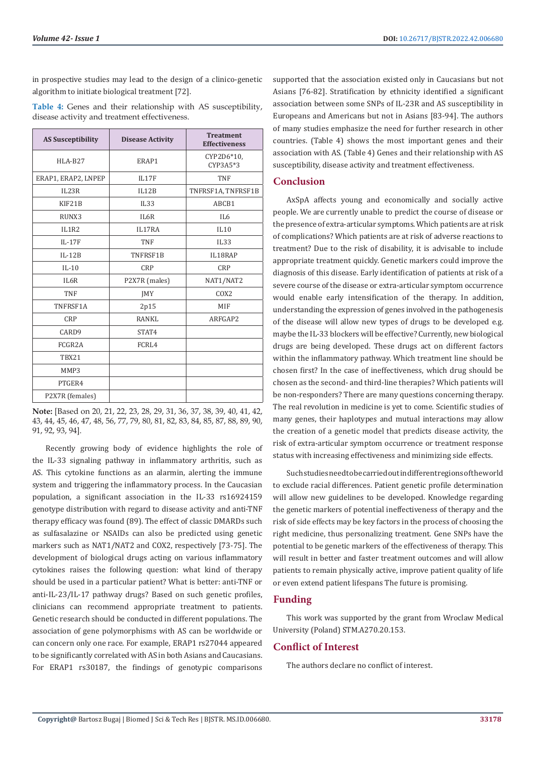in prospective studies may lead to the design of a clinico-genetic algorithm to initiate biological treatment [72].

**Table 4:** Genes and their relationship with AS susceptibility, disease activity and treatment effectiveness.

| AS Susceptibility | Disease Activity | Treatment Effectiveness |
|---|---|---|
| HLA-B27 | ERAP1 | CYP2D6*10, CYP3A5*3 |
| ERAP1, ERAP2, LNPEP | IL17F | TNF |
| IL23R | IL12B | TNFRSF1A, TNFRSF1B |
| KIF21B | IL33 | ABCB1 |
| RUNX3 | IL6R | IL6 |
| IL1R2 | IL17RA | IL10 |
| IL-17F | TNF | IL33 |
| IL-12B | TNFRSF1B | IL18RAP |
| IL-10 | CRP | CRP |
| IL6R | P2X7R (males) | NAT1/NAT2 |
| TNF | JMY | COX2 |
| TNFRSF1A | 2p15 | MIF |
| CRP | RANKL | ARFGAP2 |
| CARD9 | STAT4 | |
| FCGR2A | FCRL4 | |
| TBX21 | | |
| MMP3 | | |
| PTGER4 | | |
| P2X7R (females) | | |

**Note:** [Based on 20, 21, 22, 23, 28, 29, 31, 36, 37, 38, 39, 40, 41, 42, 43, 44, 45, 46, 47, 48, 56, 77, 79, 80, 81, 82, 83, 84, 85, 87, 88, 89, 90, 91, 92, 93, 94].

Recently growing body of evidence highlights the role of the IL-33 signaling pathway in inflammatory arthritis, such as AS. This cytokine functions as an alarmin, alerting the immune system and triggering the inflammatory process. In the Caucasian population, a significant association in the IL-33 rs16924159 genotype distribution with regard to disease activity and anti-TNF therapy efficacy was found (89). The effect of classic DMARDs such as sulfasalazine or NSAIDs can also be predicted using genetic markers such as NAT1/NAT2 and COX2, respectively [73-75]. The development of biological drugs acting on various inflammatory cytokines raises the following question: what kind of therapy should be used in a particular patient? What is better: anti-TNF or anti-IL-23/IL-17 pathway drugs? Based on such genetic profiles, clinicians can recommend appropriate treatment to patients. Genetic research should be conducted in different populations. The association of gene polymorphisms with AS can be worldwide or can concern only one race. For example, ERAP1 rs27044 appeared to be significantly correlated with AS in both Asians and Caucasians. For ERAP1 rs30187, the findings of genotypic comparisons supported that the association existed only in Caucasians but not Asians [76-82]. Stratification by ethnicity identified a significant association between some SNPs of IL-23R and AS susceptibility in Europeans and Americans but not in Asians [83-94]. The authors of many studies emphasize the need for further research in other countries. (Table 4) shows the most important genes and their association with AS. (Table 4) Genes and their relationship with AS susceptibility, disease activity and treatment effectiveness.

## Conclusion

AxSpA affects young and economically and socially active people. We are currently unable to predict the course of disease or the presence of extra-articular symptoms. Which patients are at risk of complications? Which patients are at risk of adverse reactions to treatment? Due to the risk of disability, it is advisable to include appropriate treatment quickly. Genetic markers could improve the diagnosis of this disease. Early identification of patients at risk of a severe course of the disease or extra-articular symptom occurrence would enable early intensification of the therapy. In addition, understanding the expression of genes involved in the pathogenesis of the disease will allow new types of drugs to be developed e.g. maybe the IL-33 blockers will be effective? Currently, new biological drugs are being developed. These drugs act on different factors within the inflammatory pathway. Which treatment line should be chosen first? In the case of ineffectiveness, which drug should be chosen as the second- and third-line therapies? Which patients will be non-responders? There are many questions concerning therapy. The real revolution in medicine is yet to come. Scientific studies of many genes, their haplotypes and mutual interactions may allow the creation of a genetic model that predicts disease activity, the risk of extra-articular symptom occurrence or treatment response status with increasing effectiveness and minimizing side effects.

Such studies need to be carried out in different regions of the world to exclude racial differences. Patient genetic profile determination will allow new guidelines to be developed. Knowledge regarding the genetic markers of potential ineffectiveness of therapy and the risk of side effects may be key factors in the process of choosing the right medicine, thus personalizing treatment. Gene SNPs have the potential to be genetic markers of the effectiveness of therapy. This will result in better and faster treatment outcomes and will allow patients to remain physically active, improve patient quality of life or even extend patient lifespans The future is promising.

## Funding

This work was supported by the grant from Wroclaw Medical University (Poland) STM.A270.20.153.

## Conflict of Interest

The authors declare no conflict of interest.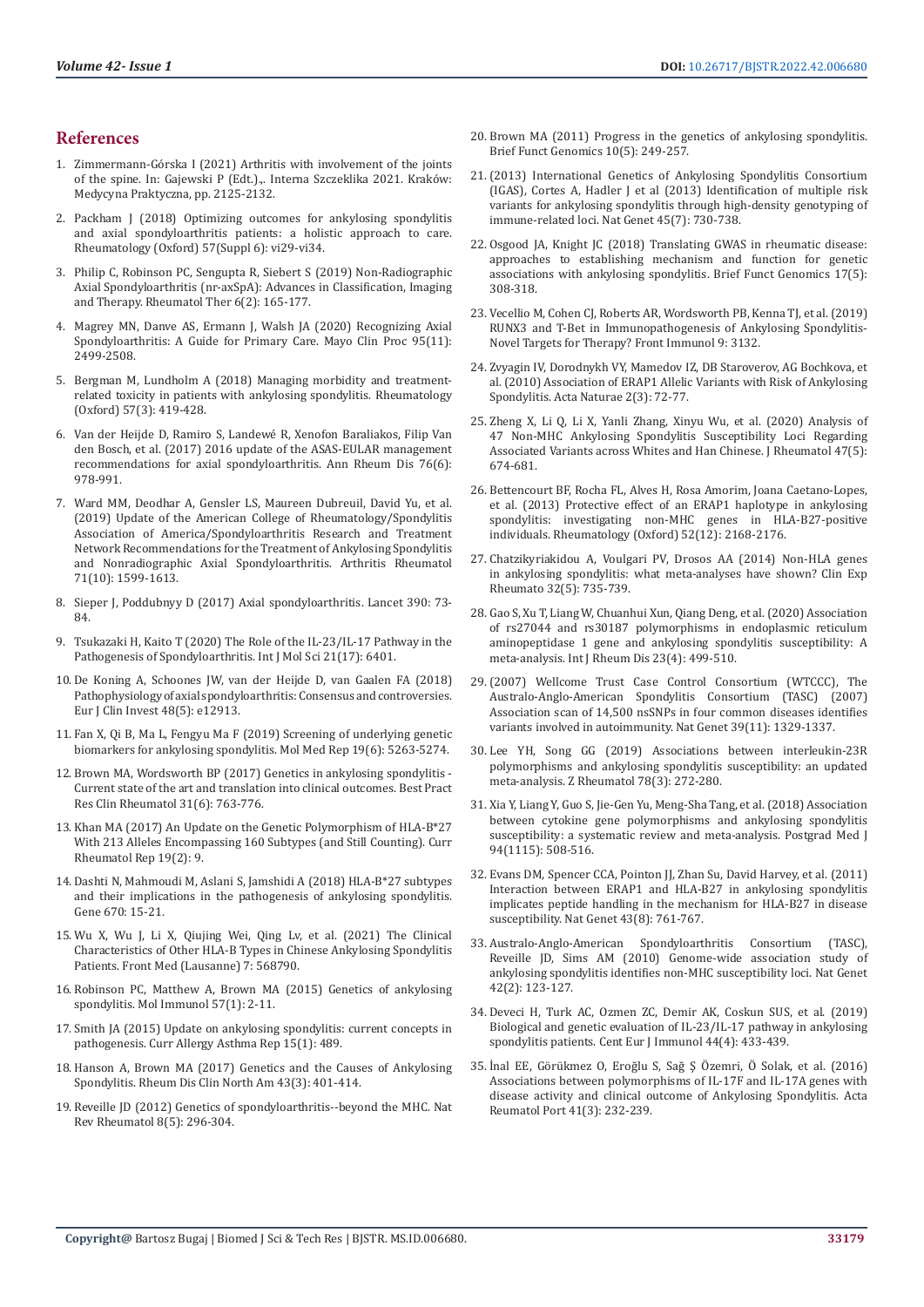## References

1. Zimmermann-Górska I (2021) Arthritis with involvement of the joints of the spine. In: Gajewski P (Edt.),. Interna Szczeklika 2021. Kraków: Medycyna Praktyczna, pp. 2125-2132.
2. Packham J (2018) Optimizing outcomes for ankylosing spondylitis and axial spondyloarthritis patients: a holistic approach to care. Rheumatology (Oxford) 57(Suppl 6): vi29-vi34.
3. Philip C, Robinson PC, Sengupta R, Siebert S (2019) Non-Radiographic Axial Spondyloarthritis (nr-axSpA): Advances in Classification, Imaging and Therapy. Rheumatol Ther 6(2): 165-177.
4. Magrey MN, Danve AS, Ermann J, Walsh JA (2020) Recognizing Axial Spondyloarthritis: A Guide for Primary Care. Mayo Clin Proc 95(11): 2499-2508.
5. Bergman M, Lundholm A (2018) Managing morbidity and treatment-related toxicity in patients with ankylosing spondylitis. Rheumatology (Oxford) 57(3): 419-428.
6. Van der Heijde D, Ramiro S, Landewé R, Xenofon Baraliakos, Filip Van den Bosch, et al. (2017) 2016 update of the ASAS-EULAR management recommendations for axial spondyloarthritis. Ann Rheum Dis 76(6): 978-991.
7. Ward MM, Deodhar A, Gensler LS, Maureen Dubreuil, David Yu, et al. (2019) Update of the American College of Rheumatology/Spondylitis Association of America/Spondyloarthritis Research and Treatment Network Recommendations for the Treatment of Ankylosing Spondylitis and Nonradiographic Axial Spondyloarthritis. Arthritis Rheumatol 71(10): 1599-1613.
8. Sieper J, Poddubnyy D (2017) Axial spondyloarthritis. Lancet 390: 73-84.
9. Tsukazaki H, Kaito T (2020) The Role of the IL-23/IL-17 Pathway in the Pathogenesis of Spondyloarthritis. Int J Mol Sci 21(17): 6401.
10. De Koning A, Schoones JW, van der Heijde D, van Gaalen FA (2018) Pathophysiology of axial spondyloarthritis: Consensus and controversies. Eur J Clin Invest 48(5): e12913.
11. Fan X, Qi B, Ma L, Fengyu Ma F (2019) Screening of underlying genetic biomarkers for ankylosing spondylitis. Mol Med Rep 19(6): 5263-5274.
12. Brown MA, Wordsworth BP (2017) Genetics in ankylosing spondylitis - Current state of the art and translation into clinical outcomes. Best Pract Res Clin Rheumatol 31(6): 763-776.
13. Khan MA (2017) An Update on the Genetic Polymorphism of HLA-B*27 With 213 Alleles Encompassing 160 Subtypes (and Still Counting). Curr Rheumatol Rep 19(2): 9.
14. Dashti N, Mahmoudi M, Aslani S, Jamshidi A (2018) HLA-B*27 subtypes and their implications in the pathogenesis of ankylosing spondylitis. Gene 670: 15-21.
15. Wu X, Wu J, Li X, Qiujing Wei, Qing Lv, et al. (2021) The Clinical Characteristics of Other HLA-B Types in Chinese Ankylosing Spondylitis Patients. Front Med (Lausanne) 7: 568790.
16. Robinson PC, Matthew A, Brown MA (2015) Genetics of ankylosing spondylitis. Mol Immunol 57(1): 2-11.
17. Smith JA (2015) Update on ankylosing spondylitis: current concepts in pathogenesis. Curr Allergy Asthma Rep 15(1): 489.
18. Hanson A, Brown MA (2017) Genetics and the Causes of Ankylosing Spondylitis. Rheum Dis Clin North Am 43(3): 401-414.
19. Reveille JD (2012) Genetics of spondyloarthritis--beyond the MHC. Nat Rev Rheumatol 8(5): 296-304.
20. Brown MA (2011) Progress in the genetics of ankylosing spondylitis. Brief Funct Genomics 10(5): 249-257.
21. (2013) International Genetics of Ankylosing Spondylitis Consortium (IGAS), Cortes A, Hadler J et al (2013) Identification of multiple risk variants for ankylosing spondylitis through high-density genotyping of immune-related loci. Nat Genet 45(7): 730-738.
22. Osgood JA, Knight JC (2018) Translating GWAS in rheumatic disease: approaches to establishing mechanism and function for genetic associations with ankylosing spondylitis. Brief Funct Genomics 17(5): 308-318.
23. Vecellio M, Cohen CJ, Roberts AR, Wordsworth PB, Kenna TJ, et al. (2019) RUNX3 and T-Bet in Immunopathogenesis of Ankylosing Spondylitis-Novel Targets for Therapy? Front Immunol 9: 3132.
24. Zvyagin IV, Dorodnykh VY, Mamedov IZ, DB Staroverov, AG Bochkova, et al. (2010) Association of ERAP1 Allelic Variants with Risk of Ankylosing Spondylitis. Acta Naturae 2(3): 72-77.
25. Zheng X, Li Q, Li X, Yanli Zhang, Xinyu Wu, et al. (2020) Analysis of 47 Non-MHC Ankylosing Spondylitis Susceptibility Loci Regarding Associated Variants across Whites and Han Chinese. J Rheumatol 47(5): 674-681.
26. Bettencourt BF, Rocha FL, Alves H, Rosa Amorim, Joana Caetano-Lopes, et al. (2013) Protective effect of an ERAP1 haplotype in ankylosing spondylitis: investigating non-MHC genes in HLA-B27-positive individuals. Rheumatology (Oxford) 52(12): 2168-2176.
27. Chatzikyriakidou A, Voulgari PV, Drosos AA (2014) Non-HLA genes in ankylosing spondylitis: what meta-analyses have shown? Clin Exp Rheumato 32(5): 735-739.
28. Gao S, Xu T, Liang W, Chuanhui Xun, Qiang Deng, et al. (2020) Association of rs27044 and rs30187 polymorphisms in endoplasmic reticulum aminopeptidase 1 gene and ankylosing spondylitis susceptibility: A meta-analysis. Int J Rheum Dis 23(4): 499-510.
29. (2007) Wellcome Trust Case Control Consortium (WTCCC), The Australo-Anglo-American Spondylitis Consortium (TASC) (2007) Association scan of 14,500 nsSNPs in four common diseases identifies variants involved in autoimmunity. Nat Genet 39(11): 1329-1337.
30. Lee YH, Song GG (2019) Associations between interleukin-23R polymorphisms and ankylosing spondylitis susceptibility: an updated meta-analysis. Z Rheumatol 78(3): 272-280.
31. Xia Y, Liang Y, Guo S, Jie-Gen Yu, Meng-Sha Tang, et al. (2018) Association between cytokine gene polymorphisms and ankylosing spondylitis susceptibility: a systematic review and meta-analysis. Postgrad Med J 94(1115): 508-516.
32. Evans DM, Spencer CCA, Pointon JJ, Zhan Su, David Harvey, et al. (2011) Interaction between ERAP1 and HLA-B27 in ankylosing spondylitis implicates peptide handling in the mechanism for HLA-B27 in disease susceptibility. Nat Genet 43(8): 761-767.
33. Australo-Anglo-American Spondyloarthritis Consortium (TASC), Reveille JD, Sims AM (2010) Genome-wide association study of ankylosing spondylitis identifies non-MHC susceptibility loci. Nat Genet 42(2): 123-127.
34. Deveci H, Turk AC, Ozmen ZC, Demir AK, Coskun SUS, et al. (2019) Biological and genetic evaluation of IL-23/IL-17 pathway in ankylosing spondylitis patients. Cent Eur J Immunol 44(4): 433-439.
35. İnal EE, Görükmez O, Eroğlu S, Sağ Ş Özemri, Ö Solak, et al. (2016) Associations between polymorphisms of IL-17F and IL-17A genes with disease activity and clinical outcome of Ankylosing Spondylitis. Acta Reumatol Port 41(3): 232-239.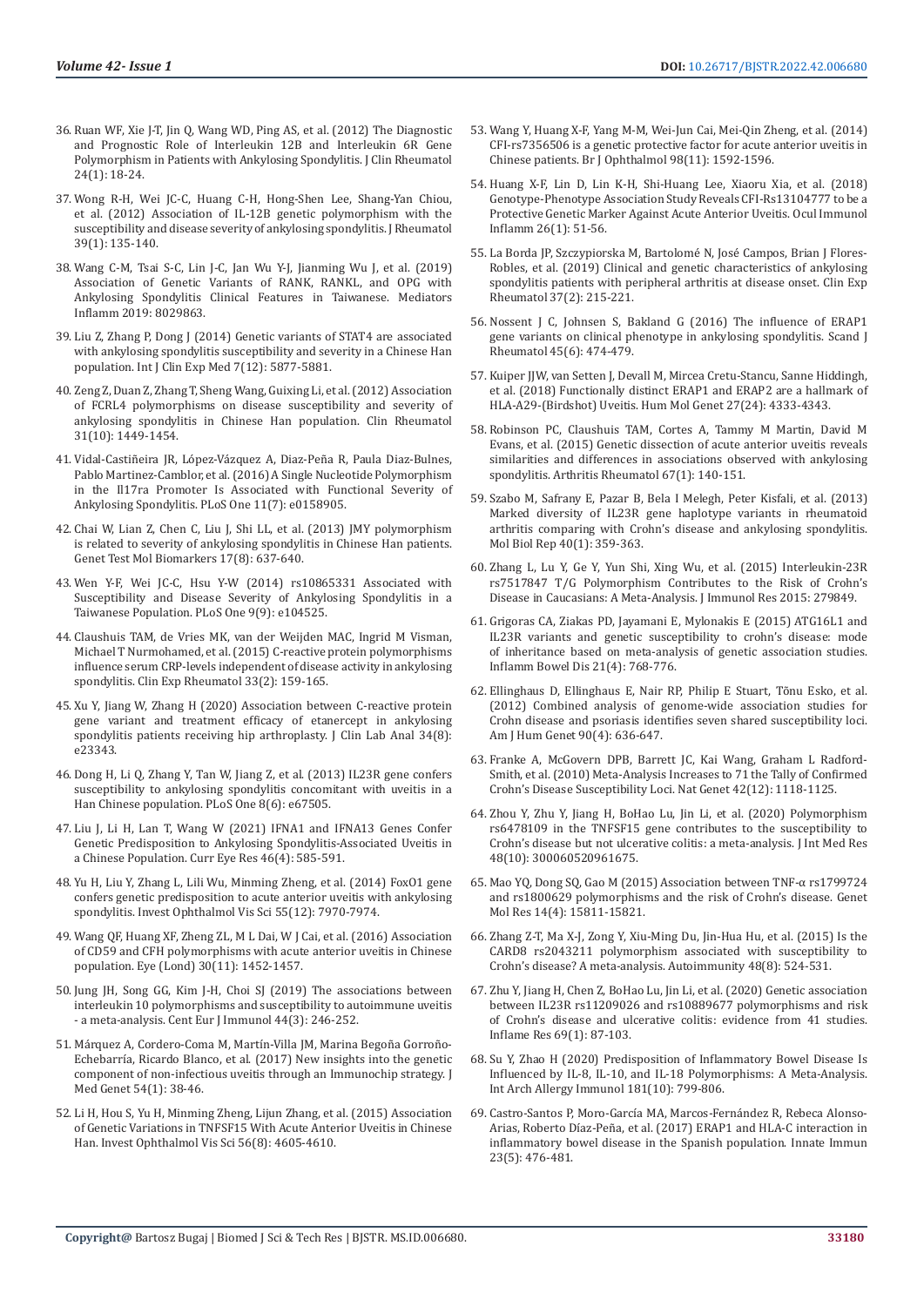36. Ruan WF, Xie J-T, Jin Q, Wang WD, Ping AS, et al. (2012) The Diagnostic and Prognostic Role of Interleukin 12B and Interleukin 6R Gene Polymorphism in Patients with Ankylosing Spondylitis. J Clin Rheumatol 24(1): 18-24.
37. Wong R-H, Wei JC-C, Huang C-H, Hong-Shen Lee, Shang-Yan Chiou, et al. (2012) Association of IL-12B genetic polymorphism with the susceptibility and disease severity of ankylosing spondylitis. J Rheumatol 39(1): 135-140.
38. Wang C-M, Tsai S-C, Lin J-C, Jan Wu Y-J, Jianming Wu J, et al. (2019) Association of Genetic Variants of RANK, RANKL, and OPG with Ankylosing Spondylitis Clinical Features in Taiwanese. Mediators Inflamm 2019: 8029863.
39. Liu Z, Zhang P, Dong J (2014) Genetic variants of STAT4 are associated with ankylosing spondylitis susceptibility and severity in a Chinese Han population. Int J Clin Exp Med 7(12): 5877-5881.
40. Zeng Z, Duan Z, Zhang T, Sheng Wang, Guixing Li, et al. (2012) Association of FCRL4 polymorphisms on disease susceptibility and severity of ankylosing spondylitis in Chinese Han population. Clin Rheumatol 31(10): 1449-1454.
41. Vidal-Castiñeira JR, López-Vázquez A, Diaz-Peña R, Paula Diaz-Bulnes, Pablo Martinez-Camblor, et al. (2016) A Single Nucleotide Polymorphism in the Il17ra Promoter Is Associated with Functional Severity of Ankylosing Spondylitis. PLoS One 11(7): e0158905.
42. Chai W, Lian Z, Chen C, Liu J, Shi LL, et al. (2013) JMY polymorphism is related to severity of ankylosing spondylitis in Chinese Han patients. Genet Test Mol Biomarkers 17(8): 637-640.
43. Wen Y-F, Wei JC-C, Hsu Y-W (2014) rs10865331 Associated with Susceptibility and Disease Severity of Ankylosing Spondylitis in a Taiwanese Population. PLoS One 9(9): e104525.
44. Claushuis TAM, de Vries MK, van der Weijden MAC, Ingrid M Visman, Michael T Nurmohamed, et al. (2015) C-reactive protein polymorphisms influence serum CRP-levels independent of disease activity in ankylosing spondylitis. Clin Exp Rheumatol 33(2): 159-165.
45. Xu Y, Jiang W, Zhang H (2020) Association between C-reactive protein gene variant and treatment efficacy of etanercept in ankylosing spondylitis patients receiving hip arthroplasty. J Clin Lab Anal 34(8): e23343.
46. Dong H, Li Q, Zhang Y, Tan W, Jiang Z, et al. (2013) IL23R gene confers susceptibility to ankylosing spondylitis concomitant with uveitis in a Han Chinese population. PLoS One 8(6): e67505.
47. Liu J, Li H, Lan T, Wang W (2021) IFNA1 and IFNA13 Genes Confer Genetic Predisposition to Ankylosing Spondylitis-Associated Uveitis in a Chinese Population. Curr Eye Res 46(4): 585-591.
48. Yu H, Liu Y, Zhang L, Lili Wu, Minming Zheng, et al. (2014) FoxO1 gene confers genetic predisposition to acute anterior uveitis with ankylosing spondylitis. Invest Ophthalmol Vis Sci 55(12): 7970-7974.
49. Wang QF, Huang XF, Zheng ZL, M L Dai, W J Cai, et al. (2016) Association of CD59 and CFH polymorphisms with acute anterior uveitis in Chinese population. Eye (Lond) 30(11): 1452-1457.
50. Jung JH, Song GG, Kim J-H, Choi SJ (2019) The associations between interleukin 10 polymorphisms and susceptibility to autoimmune uveitis - a meta-analysis. Cent Eur J Immunol 44(3): 246-252.
51. Márquez A, Cordero-Coma M, Martín-Villa JM, Marina Begoña Gorroño-Echebarría, Ricardo Blanco, et al. (2017) New insights into the genetic component of non-infectious uveitis through an Immunochip strategy. J Med Genet 54(1): 38-46.
52. Li H, Hou S, Yu H, Minming Zheng, Lijun Zhang, et al. (2015) Association of Genetic Variations in TNFSF15 With Acute Anterior Uveitis in Chinese Han. Invest Ophthalmol Vis Sci 56(8): 4605-4610.
53. Wang Y, Huang X-F, Yang M-M, Wei-Jun Cai, Mei-Qin Zheng, et al. (2014) CFI-rs7356506 is a genetic protective factor for acute anterior uveitis in Chinese patients. Br J Ophthalmol 98(11): 1592-1596.
54. Huang X-F, Lin D, Lin K-H, Shi-Huang Lee, Xiaoru Xia, et al. (2018) Genotype-Phenotype Association Study Reveals CFI-Rs13104777 to be a Protective Genetic Marker Against Acute Anterior Uveitis. Ocul Immunol Inflamm 26(1): 51-56.
55. La Borda JP, Szczypiorska M, Bartolomé N, José Campos, Brian J Flores-Robles, et al. (2019) Clinical and genetic characteristics of ankylosing spondylitis patients with peripheral arthritis at disease onset. Clin Exp Rheumatol 37(2): 215-221.
56. Nossent J C, Johnsen S, Bakland G (2016) The influence of ERAP1 gene variants on clinical phenotype in ankylosing spondylitis. Scand J Rheumatol 45(6): 474-479.
57. Kuiper JJW, van Setten J, Devall M, Mircea Cretu-Stancu, Sanne Hiddingh, et al. (2018) Functionally distinct ERAP1 and ERAP2 are a hallmark of HLA-A29-(Birdshot) Uveitis. Hum Mol Genet 27(24): 4333-4343.
58. Robinson PC, Claushuis TAM, Cortes A, Tammy M Martin, David M Evans, et al. (2015) Genetic dissection of acute anterior uveitis reveals similarities and differences in associations observed with ankylosing spondylitis. Arthritis Rheumatol 67(1): 140-151.
59. Szabo M, Safrany E, Pazar B, Bela I Melegh, Peter Kisfali, et al. (2013) Marked diversity of IL23R gene haplotype variants in rheumatoid arthritis comparing with Crohn's disease and ankylosing spondylitis. Mol Biol Rep 40(1): 359-363.
60. Zhang L, Lu Y, Ge Y, Yun Shi, Xing Wu, et al. (2015) Interleukin-23R rs7517847 T/G Polymorphism Contributes to the Risk of Crohn's Disease in Caucasians: A Meta-Analysis. J Immunol Res 2015: 279849.
61. Grigoras CA, Ziakas PD, Jayamani E, Mylonakis E (2015) ATG16L1 and IL23R variants and genetic susceptibility to crohn's disease: mode of inheritance based on meta-analysis of genetic association studies. Inflamm Bowel Dis 21(4): 768-776.
62. Ellinghaus D, Ellinghaus E, Nair RP, Philip E Stuart, Tõnu Esko, et al. (2012) Combined analysis of genome-wide association studies for Crohn disease and psoriasis identifies seven shared susceptibility loci. Am J Hum Genet 90(4): 636-647.
63. Franke A, McGovern DPB, Barrett JC, Kai Wang, Graham L Radford-Smith, et al. (2010) Meta-Analysis Increases to 71 the Tally of Confirmed Crohn's Disease Susceptibility Loci. Nat Genet 42(12): 1118-1125.
64. Zhou Y, Zhu Y, Jiang H, BoHao Lu, Jin Li, et al. (2020) Polymorphism rs6478109 in the TNFSF15 gene contributes to the susceptibility to Crohn's disease but not ulcerative colitis: a meta-analysis. J Int Med Res 48(10): 300060520961675.
65. Mao YQ, Dong SQ, Gao M (2015) Association between TNF-α rs1799724 and rs1800629 polymorphisms and the risk of Crohn's disease. Genet Mol Res 14(4): 15811-15821.
66. Zhang Z-T, Ma X-J, Zong Y, Xiu-Ming Du, Jin-Hua Hu, et al. (2015) Is the CARD8 rs2043211 polymorphism associated with susceptibility to Crohn's disease? A meta-analysis. Autoimmunity 48(8): 524-531.
67. Zhu Y, Jiang H, Chen Z, BoHao Lu, Jin Li, et al. (2020) Genetic association between IL23R rs11209026 and rs10889677 polymorphisms and risk of Crohn's disease and ulcerative colitis: evidence from 41 studies. Inflame Res 69(1): 87-103.
68. Su Y, Zhao H (2020) Predisposition of Inflammatory Bowel Disease Is Influenced by IL-8, IL-10, and IL-18 Polymorphisms: A Meta-Analysis. Int Arch Allergy Immunol 181(10): 799-806.
69. Castro-Santos P, Moro-García MA, Marcos-Fernández R, Rebeca Alonso-Arias, Roberto Díaz-Peña, et al. (2017) ERAP1 and HLA-C interaction in inflammatory bowel disease in the Spanish population. Innate Immun 23(5): 476-481.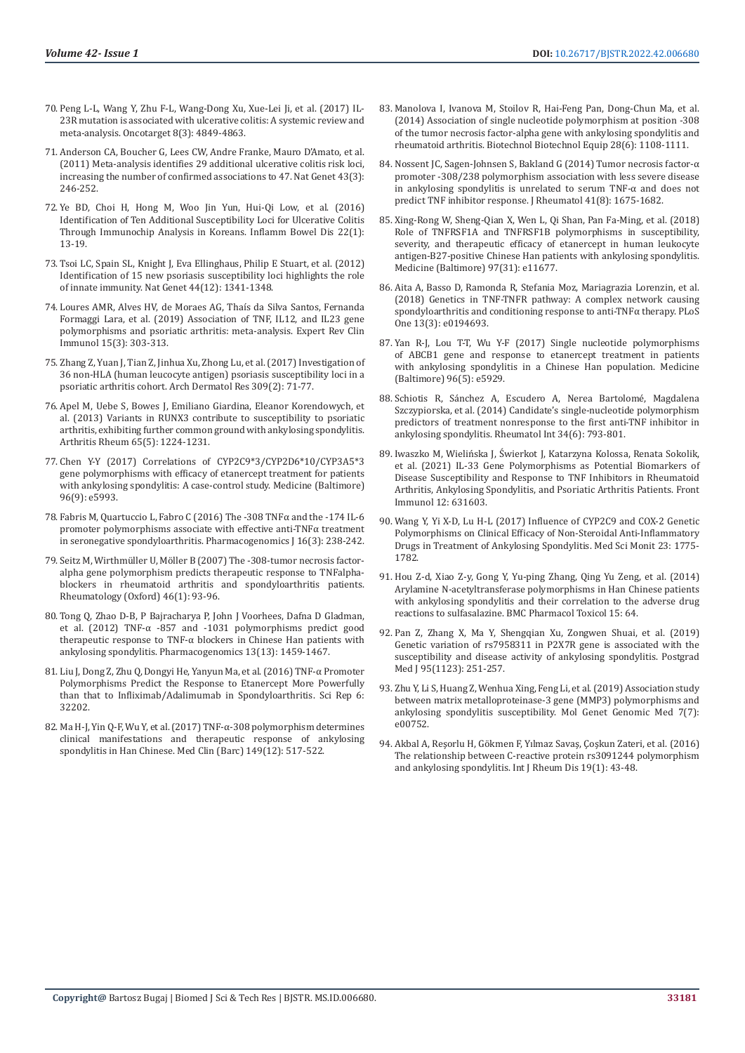70. Peng L-L, Wang Y, Zhu F-L, Wang-Dong Xu, Xue-Lei Ji, et al. (2017) IL-23R mutation is associated with ulcerative colitis: A systemic review and meta-analysis. Oncotarget 8(3): 4849-4863.

71. Anderson CA, Boucher G, Lees CW, Andre Franke, Mauro D'Amato, et al. (2011) Meta-analysis identifies 29 additional ulcerative colitis risk loci, increasing the number of confirmed associations to 47. Nat Genet 43(3): 246-252.

72. Ye BD, Choi H, Hong M, Woo Jin Yun, Hui-Qi Low, et al. (2016) Identification of Ten Additional Susceptibility Loci for Ulcerative Colitis Through Immunochip Analysis in Koreans. Inflamm Bowel Dis 22(1): 13-19.

73. Tsoi LC, Spain SL, Knight J, Eva Ellinghaus, Philip E Stuart, et al. (2012) Identification of 15 new psoriasis susceptibility loci highlights the role of innate immunity. Nat Genet 44(12): 1341-1348.

74. Loures AMR, Alves HV, de Moraes AG, Thaís da Silva Santos, Fernanda Formaggi Lara, et al. (2019) Association of TNF, IL12, and IL23 gene polymorphisms and psoriatic arthritis: meta-analysis. Expert Rev Clin Immunol 15(3): 303-313.

75. Zhang Z, Yuan J, Tian Z, Jinhua Xu, Zhong Lu, et al. (2017) Investigation of 36 non-HLA (human leucocyte antigen) psoriasis susceptibility loci in a psoriatic arthritis cohort. Arch Dermatol Res 309(2): 71-77.

76. Apel M, Uebe S, Bowes J, Emiliano Giardina, Eleanor Korendowych, et al. (2013) Variants in RUNX3 contribute to susceptibility to psoriatic arthritis, exhibiting further common ground with ankylosing spondylitis. Arthritis Rheum 65(5): 1224-1231.

77. Chen Y-Y (2017) Correlations of CYP2C9*3/CYP2D6*10/CYP3A5*3 gene polymorphisms with efficacy of etanercept treatment for patients with ankylosing spondylitis: A case-control study. Medicine (Baltimore) 96(9): e5993.

78. Fabris M, Quartuccio L, Fabro C (2016) The -308 TNFα and the -174 IL-6 promoter polymorphisms associate with effective anti-TNFα treatment in seronegative spondyloarthritis. Pharmacogenomics J 16(3): 238-242.

79. Seitz M, Wirthmüller U, Möller B (2007) The -308-tumor necrosis factor-alpha gene polymorphism predicts therapeutic response to TNFalpha-blockers in rheumatoid arthritis and spondyloarthritis patients. Rheumatology (Oxford) 46(1): 93-96.

80. Tong Q, Zhao D-B, P Bajracharya P, John J Voorhees, Dafna D Gladman, et al. (2012) TNF-α -857 and -1031 polymorphisms predict good therapeutic response to TNF-α blockers in Chinese Han patients with ankylosing spondylitis. Pharmacogenomics 13(13): 1459-1467.

81. Liu J, Dong Z, Zhu Q, Dongyi He, Yanyun Ma, et al. (2016) TNF-α Promoter Polymorphisms Predict the Response to Etanercept More Powerfully than that to Infliximab/Adalimumab in Spondyloarthritis. Sci Rep 6: 32202.

82. Ma H-J, Yin Q-F, Wu Y, et al. (2017) TNF-α-308 polymorphism determines clinical manifestations and therapeutic response of ankylosing spondylitis in Han Chinese. Med Clin (Barc) 149(12): 517-522.

83. Manolova I, Ivanova M, Stoilov R, Hai-Feng Pan, Dong-Chun Ma, et al. (2014) Association of single nucleotide polymorphism at position -308 of the tumor necrosis factor-alpha gene with ankylosing spondylitis and rheumatoid arthritis. Biotechnol Biotechnol Equip 28(6): 1108-1111.

84. Nossent JC, Sagen-Johnsen S, Bakland G (2014) Tumor necrosis factor-α promoter -308/238 polymorphism association with less severe disease in ankylosing spondylitis is unrelated to serum TNF-α and does not predict TNF inhibitor response. J Rheumatol 41(8): 1675-1682.

85. Xing-Rong W, Sheng-Qian X, Wen L, Qi Shan, Pan Fa-Ming, et al. (2018) Role of TNFRSF1A and TNFRSF1B polymorphisms in susceptibility, severity, and therapeutic efficacy of etanercept in human leukocyte antigen-B27-positive Chinese Han patients with ankylosing spondylitis. Medicine (Baltimore) 97(31): e11677.

86. Aita A, Basso D, Ramonda R, Stefania Moz, Mariagrazia Lorenzin, et al. (2018) Genetics in TNF-TNFR pathway: A complex network causing spondyloarthritis and conditioning response to anti-TNFα therapy. PLoS One 13(3): e0194693.

87. Yan R-J, Lou T-T, Wu Y-F (2017) Single nucleotide polymorphisms of ABCB1 gene and response to etanercept treatment in patients with ankylosing spondylitis in a Chinese Han population. Medicine (Baltimore) 96(5): e5929.

88. Schiotis R, Sánchez A, Escudero A, Nerea Bartolomé, Magdalena Szczypiorska, et al. (2014) Candidate's single-nucleotide polymorphism predictors of treatment nonresponse to the first anti-TNF inhibitor in ankylosing spondylitis. Rheumatol Int 34(6): 793-801.

89. Iwaszko M, Wielińska J, Świerkot J, Katarzyna Kolossa, Renata Sokolik, et al. (2021) IL-33 Gene Polymorphisms as Potential Biomarkers of Disease Susceptibility and Response to TNF Inhibitors in Rheumatoid Arthritis, Ankylosing Spondylitis, and Psoriatic Arthritis Patients. Front Immunol 12: 631603.

90. Wang Y, Yi X-D, Lu H-L (2017) Influence of CYP2C9 and COX-2 Genetic Polymorphisms on Clinical Efficacy of Non-Steroidal Anti-Inflammatory Drugs in Treatment of Ankylosing Spondylitis. Med Sci Monit 23: 1775-1782.

91. Hou Z-d, Xiao Z-y, Gong Y, Yu-ping Zhang, Qing Yu Zeng, et al. (2014) Arylamine N-acetyltransferase polymorphisms in Han Chinese patients with ankylosing spondylitis and their correlation to the adverse drug reactions to sulfasalazine. BMC Pharmacol Toxicol 15: 64.

92. Pan Z, Zhang X, Ma Y, Shengqian Xu, Zongwen Shuai, et al. (2019) Genetic variation of rs7958311 in P2X7R gene is associated with the susceptibility and disease activity of ankylosing spondylitis. Postgrad Med J 95(1123): 251-257.

93. Zhu Y, Li S, Huang Z, Wenhua Xing, Feng Li, et al. (2019) Association study between matrix metalloproteinase-3 gene (MMP3) polymorphisms and ankylosing spondylitis susceptibility. Mol Genet Genomic Med 7(7): e00752.

94. Akbal A, Reşorlu H, Gökmen F, Yılmaz Savaş, Çoşkun Zateri, et al. (2016) The relationship between C-reactive protein rs3091244 polymorphism and ankylosing spondylitis. Int J Rheum Dis 19(1): 43-48.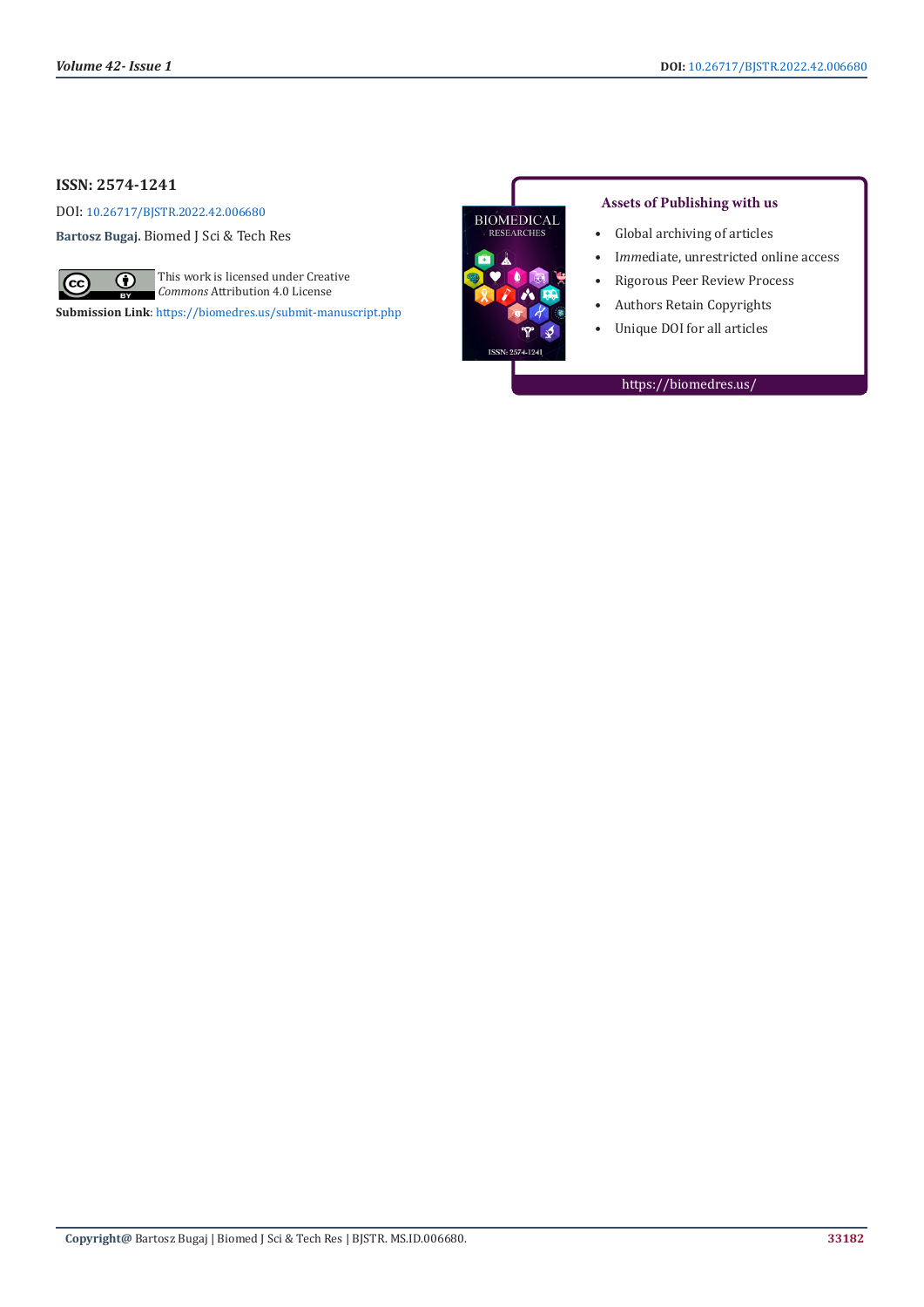**ISSN: 2574-1241**

DOI: 10.26717/BJSTR.2022.42.006680

**Bartosz Bugaj.** Biomed J Sci & Tech Res

This work is licensed under Creative *Commons* Attribution 4.0 License

**Submission Link**: https://biomedres.us/submit-manuscript.php

**Assets of Publishing with us**

- Global archiving of articles
- Immediate, unrestricted online access
- Rigorous Peer Review Process
- Authors Retain Copyrights
- Unique DOI for all articles

https://biomedres.us/